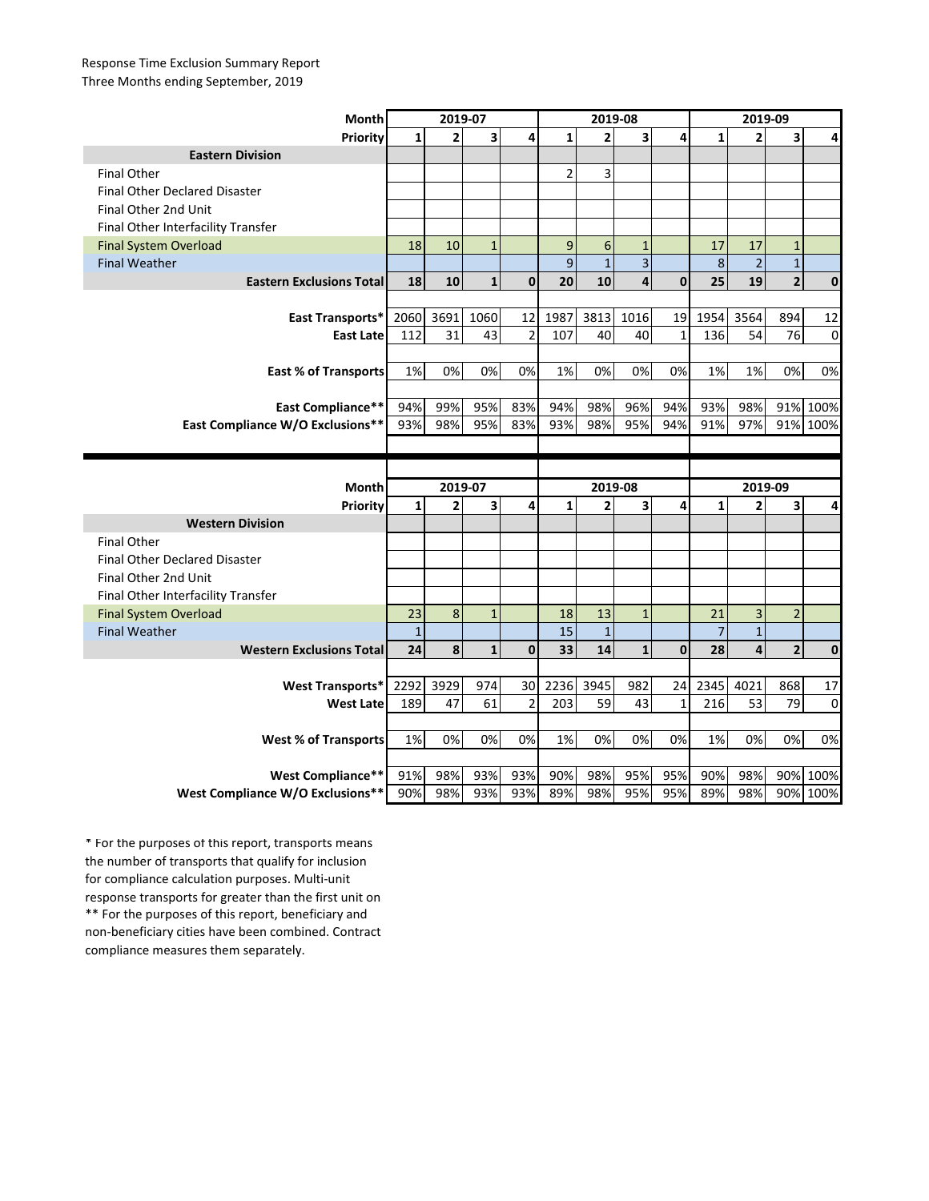Response Time Exclusion Summary Report
Three Months ending September, 2019

| Month | 2019-07 | | | | 2019-08 | | | | 2019-09 | | | |
|---|---|---|---|---|---|---|---|---|---|---|---|---|
| Priority | 1 | 2 | 3 | 4 | 1 | 2 | 3 | 4 | 1 | 2 | 3 | 4 |
| **Eastern Division** | | | | | | | | | | | | |
| Final Other | | | | | 2 | 3 | | | | | | |
| Final Other Declared Disaster | | | | | | | | | | | | |
| Final Other 2nd Unit | | | | | | | | | | | | |
| Final Other Interfacility Transfer | | | | | | | | | | | | |
| Final System Overload | 18 | 10 | 1 | | 9 | 6 | 1 | | 17 | 17 | 1 | |
| Final Weather | | | | | 9 | 1 | 3 | | 8 | 2 | 1 | |
| **Eastern Exclusions Total** | **18** | **10** | **1** | **0** | **20** | **10** | **4** | **0** | **25** | **19** | **2** | **0** |
| | | | | | | | | | | | | |
| **East Transports*** | 2060 | 3691 | 1060 | 12 | 1987 | 3813 | 1016 | 19 | 1954 | 3564 | 894 | 12 |
| **East Late** | 112 | 31 | 43 | 2 | 107 | 40 | 40 | 1 | 136 | 54 | 76 | 0 |
| | | | | | | | | | | | | |
| **East % of Transports** | 1% | 0% | 0% | 0% | 1% | 0% | 0% | 0% | 1% | 1% | 0% | 0% |
| | | | | | | | | | | | | |
| **East Compliance**** | 94% | 99% | 95% | 83% | 94% | 98% | 96% | 94% | 93% | 98% | 91% | 100% |
| **East Compliance W/O Exclusions**** | 93% | 98% | 95% | 83% | 93% | 98% | 95% | 94% | 91% | 97% | 91% | 100% |

| Month | 2019-07 | | | | 2019-08 | | | | 2019-09 | | | |
|---|---|---|---|---|---|---|---|---|---|---|---|---|
| Priority | 1 | 2 | 3 | 4 | 1 | 2 | 3 | 4 | 1 | 2 | 3 | 4 |
| **Western Division** | | | | | | | | | | | | |
| Final Other | | | | | | | | | | | | |
| Final Other Declared Disaster | | | | | | | | | | | | |
| Final Other 2nd Unit | | | | | | | | | | | | |
| Final Other Interfacility Transfer | | | | | | | | | | | | |
| Final System Overload | 23 | 8 | 1 | | 18 | 13 | 1 | | 21 | 3 | 2 | |
| Final Weather | 1 | | | | 15 | 1 | | | 7 | 1 | | |
| **Western Exclusions Total** | **24** | **8** | **1** | **0** | **33** | **14** | **1** | **0** | **28** | **4** | **2** | **0** |
| | | | | | | | | | | | | |
| **West Transports*** | 2292 | 3929 | 974 | 30 | 2236 | 3945 | 982 | 24 | 2345 | 4021 | 868 | 17 |
| **West Late** | 189 | 47 | 61 | 2 | 203 | 59 | 43 | 1 | 216 | 53 | 79 | 0 |
| | | | | | | | | | | | | |
| **West % of Transports** | 1% | 0% | 0% | 0% | 1% | 0% | 0% | 0% | 1% | 0% | 0% | 0% |
| | | | | | | | | | | | | |
| **West Compliance**** | 91% | 98% | 93% | 93% | 90% | 98% | 95% | 95% | 90% | 98% | 90% | 100% |
| **West Compliance W/O Exclusions**** | 90% | 98% | 93% | 93% | 89% | 98% | 95% | 95% | 89% | 98% | 90% | 100% |

* For the purposes of this report, transports means the number of transports that qualify for inclusion for compliance calculation purposes. Multi-unit response transports for greater than the first unit on
** For the purposes of this report, beneficiary and non-beneficiary cities have been combined. Contract compliance measures them separately.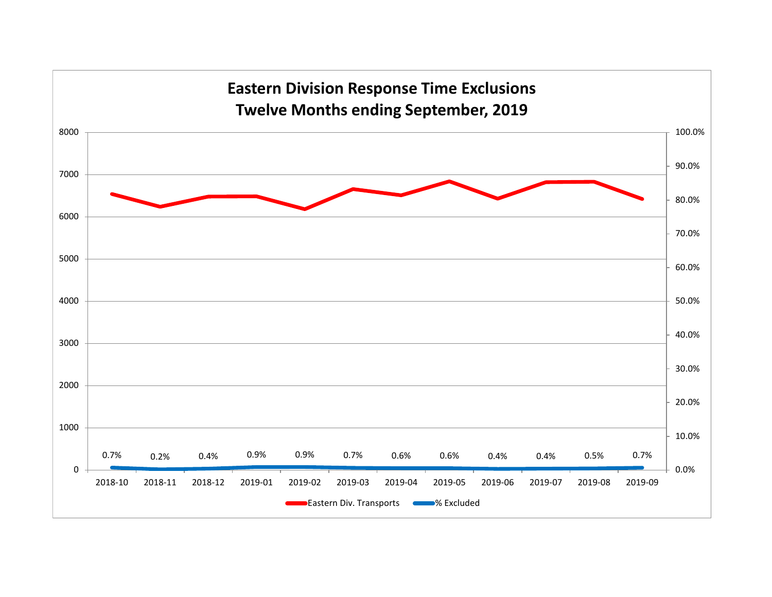# Eastern Division Response Time Exclusions
## Twelve Months ending September, 2019

| Month | % Excluded |
|---|---|
| 2018-10 | 0.7% |
| 2018-11 | 0.2% |
| 2018-12 | 0.4% |
| 2019-01 | 0.9% |
| 2019-02 | 0.9% |
| 2019-03 | 0.7% |
| 2019-04 | 0.6% |
| 2019-05 | 0.6% |
| 2019-06 | 0.4% |
| 2019-07 | 0.4% |
| 2019-08 | 0.5% |
| 2019-09 | 0.7% |

Eastern Div. Transports — % Excluded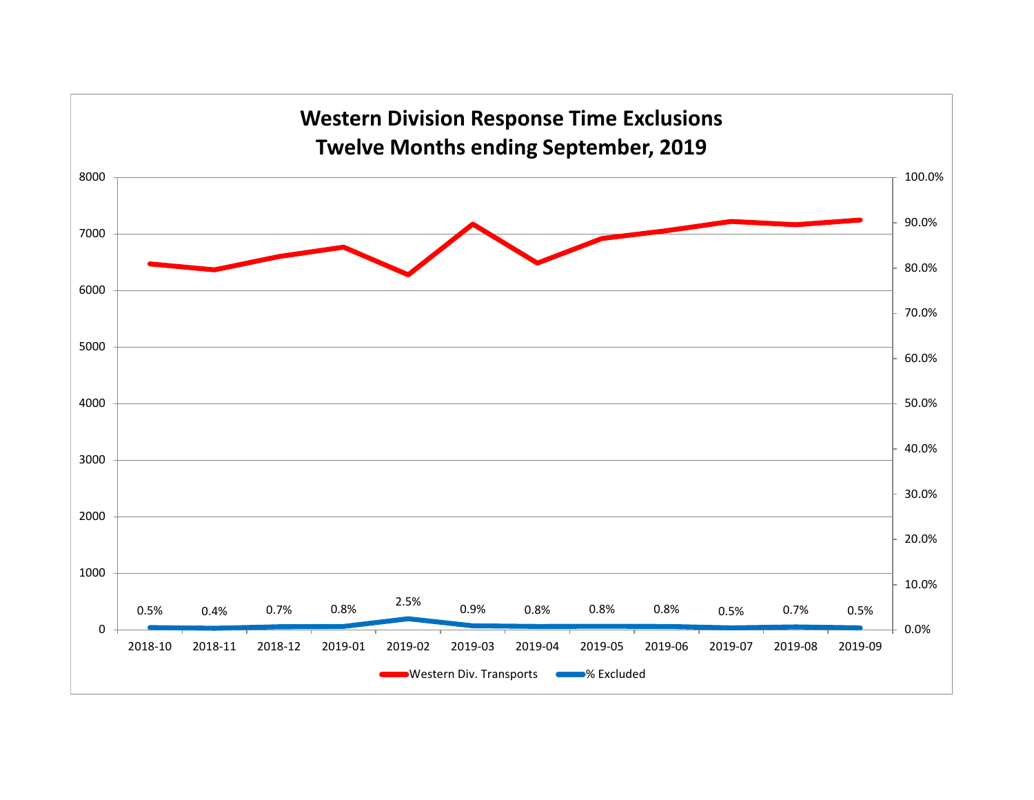**Western Division Response Time Exclusions**
**Twelve Months ending September, 2019**

8000
7000
6000
5000
4000
3000
2000
1000
0

100.0%
90.0%
80.0%
70.0%
60.0%
50.0%
40.0%
30.0%
20.0%
10.0%
0.0%

0.5% 0.4% 0.7% 0.8% 2.5% 0.9% 0.8% 0.8% 0.8% 0.5% 0.7% 0.5%

2018-10 2018-11 2018-12 2019-01 2019-02 2019-03 2019-04 2019-05 2019-06 2019-07 2019-08 2019-09

Western Div. Transports
% Excluded